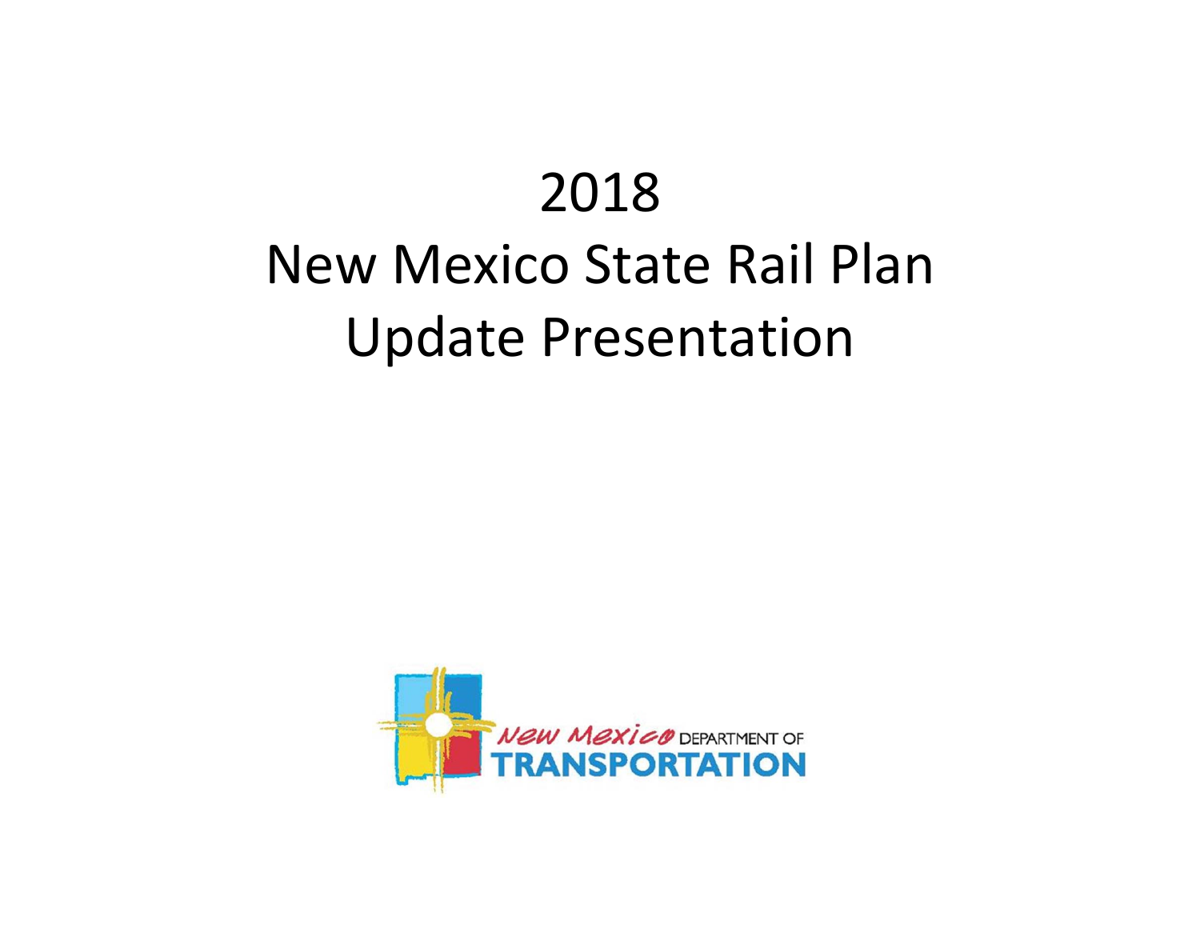# 2018
# New Mexico State Rail Plan
# Update Presentation

New Mexico DEPARTMENT OF
TRANSPORTATION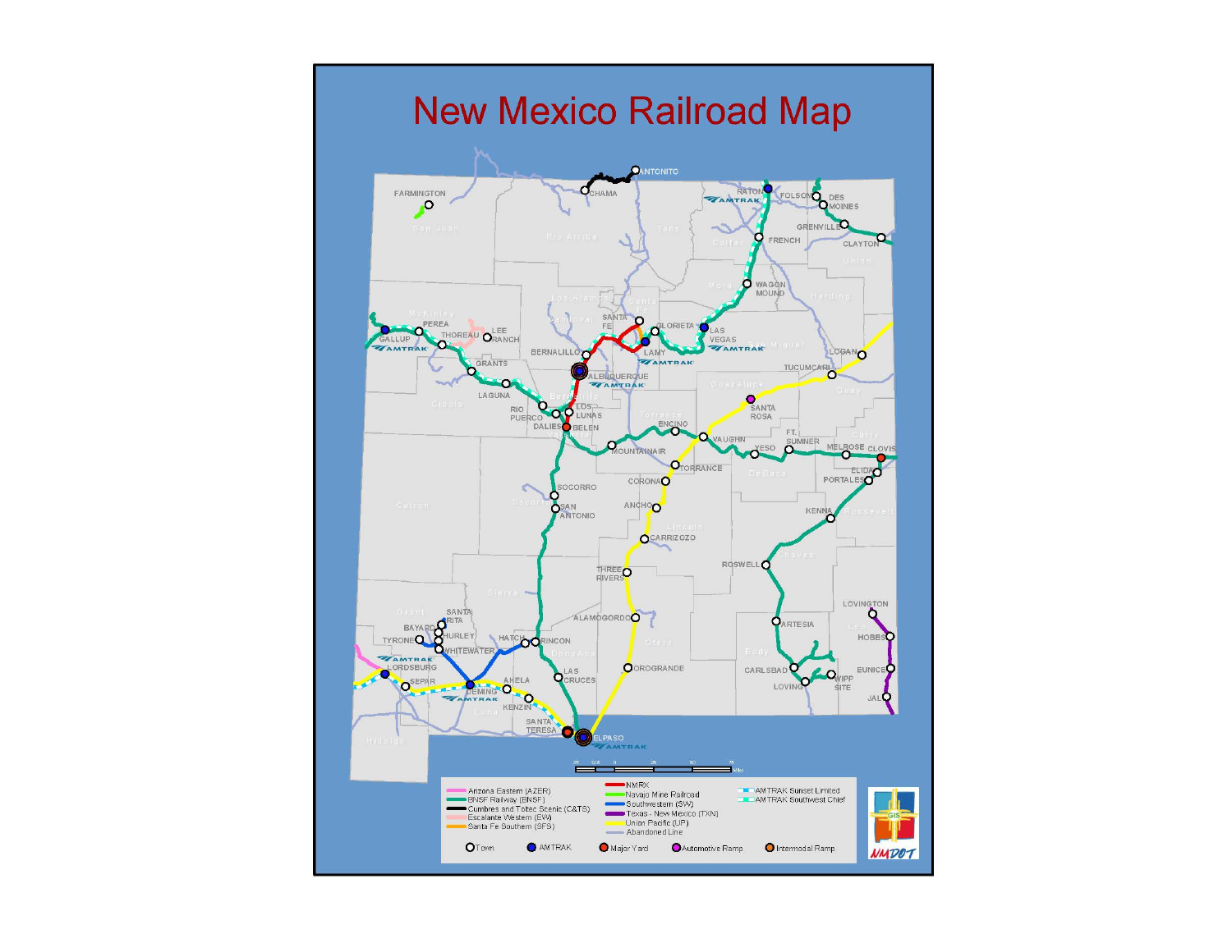# New Mexico Railroad Map

- Arizona Eastern (AZER)
- BNSF Railway (BNSF)
- Cumbres and Toltec Scenic (C&TS)
- Escalante Western (EW)
- Santa Fe Southern (SFS)
- NMRX
- Navajo Mine Railroad
- Southwestern (SW)
- Texas - New Mexico (TXN)
- Union Pacific (UP)
- Abandoned Line
- AMTRAK Sunset Limited
- AMTRAK Southwest Chief

Town · AMTRAK · Major Yard · Automotive Ramp · Intermodal Ramp

NMDOT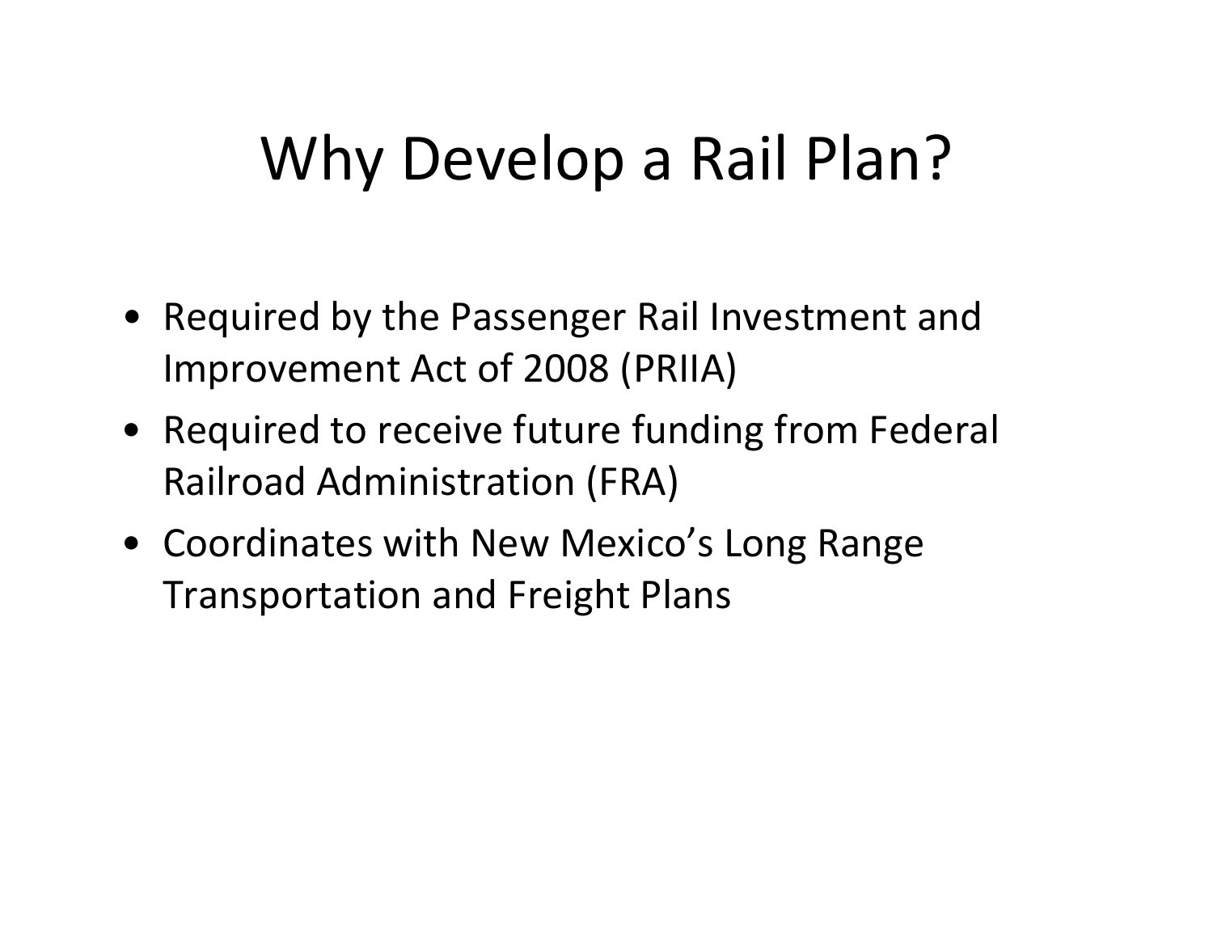# Why Develop a Rail Plan?

- Required by the Passenger Rail Investment and Improvement Act of 2008 (PRIIA)
- Required to receive future funding from Federal Railroad Administration (FRA)
- Coordinates with New Mexico's Long Range Transportation and Freight Plans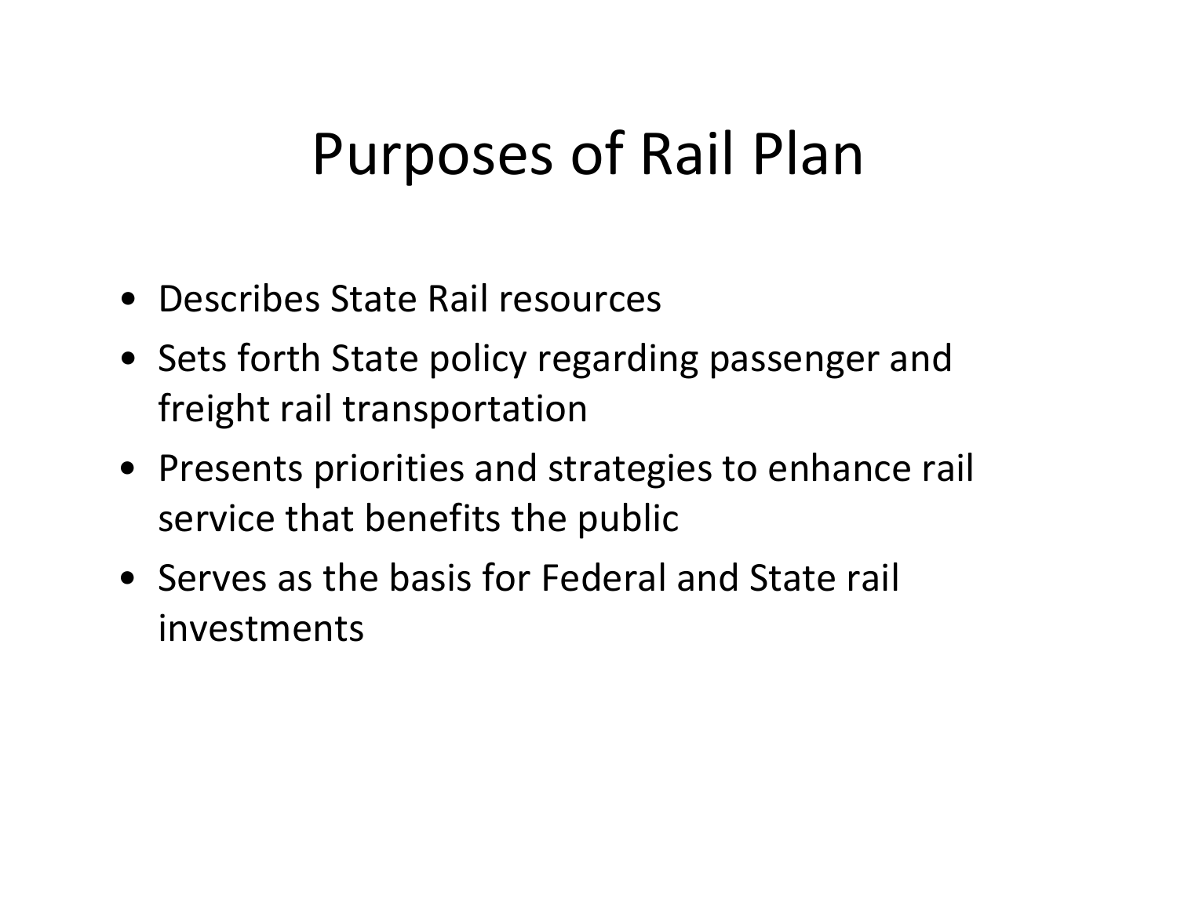# Purposes of Rail Plan

- Describes State Rail resources
- Sets forth State policy regarding passenger and freight rail transportation
- Presents priorities and strategies to enhance rail service that benefits the public
- Serves as the basis for Federal and State rail investments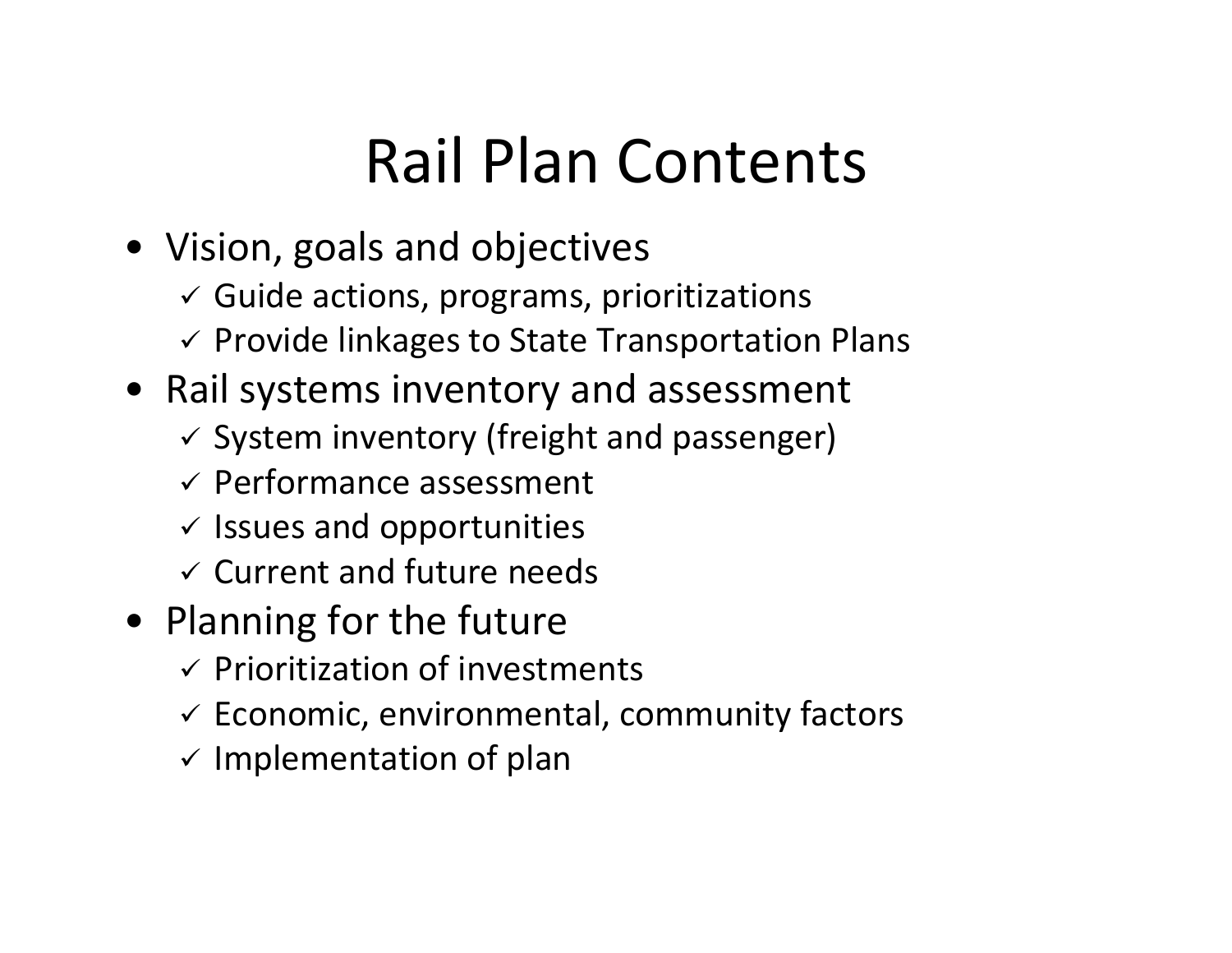# Rail Plan Contents

- Vision, goals and objectives
  - ✓ Guide actions, programs, prioritizations
  - ✓ Provide linkages to State Transportation Plans
- Rail systems inventory and assessment
  - ✓ System inventory (freight and passenger)
  - ✓ Performance assessment
  - ✓ Issues and opportunities
  - ✓ Current and future needs
- Planning for the future
  - ✓ Prioritization of investments
  - ✓ Economic, environmental, community factors
  - ✓ Implementation of plan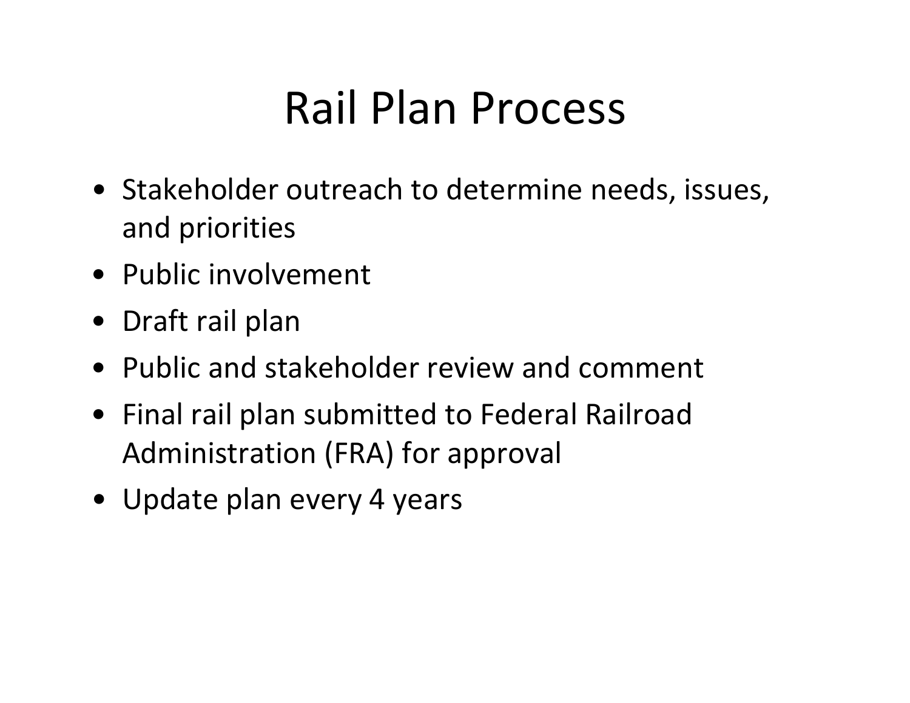# Rail Plan Process

- Stakeholder outreach to determine needs, issues, and priorities
- Public involvement
- Draft rail plan
- Public and stakeholder review and comment
- Final rail plan submitted to Federal Railroad Administration (FRA) for approval
- Update plan every 4 years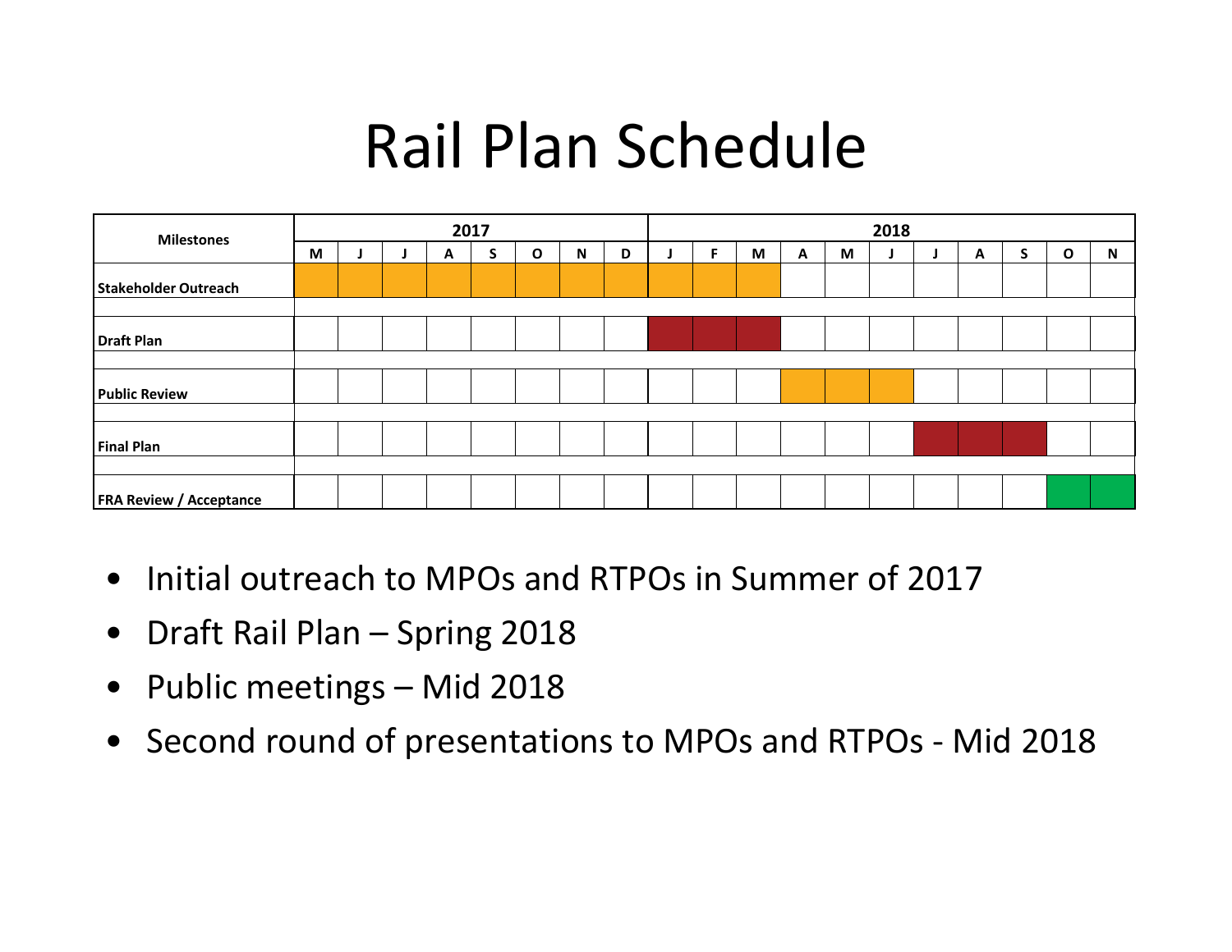# Rail Plan Schedule

| Milestones | 2017 | | | | | | | | 2018 | | | | | | | | | | |
|---|---|---|---|---|---|---|---|---|---|---|---|---|---|---|---|---|---|---|---|
| | M | J | J | A | S | O | N | D | J | F | M | A | M | J | J | A | S | O | N |
| Stakeholder Outreach | ■ | ■ | ■ | ■ | ■ | ■ | ■ | ■ | ■ | ■ | ■ | | | | | | | | |
| Draft Plan | | | | | | | | | ■ | ■ | ■ | | | | | | | | |
| Public Review | | | | | | | | | | | | ■ | ■ | ■ | | | | | |
| Final Plan | | | | | | | | | | | | | | | ■ | ■ | ■ | | |
| FRA Review / Acceptance | | | | | | | | | | | | | | | | | | ■ | ■ |

- Initial outreach to MPOs and RTPOs in Summer of 2017
- Draft Rail Plan – Spring 2018
- Public meetings – Mid 2018
- Second round of presentations to MPOs and RTPOs - Mid 2018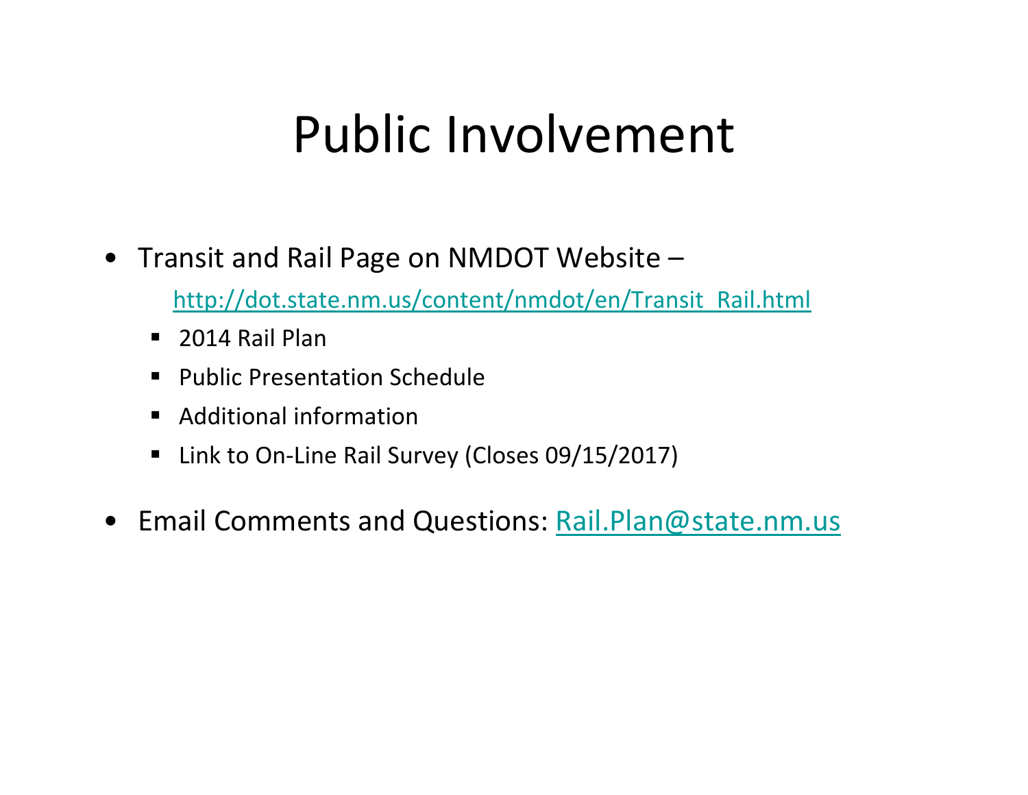# Public Involvement

- Transit and Rail Page on NMDOT Website –

  http://dot.state.nm.us/content/nmdot/en/Transit_Rail.html

  - 2014 Rail Plan
  - Public Presentation Schedule
  - Additional information
  - Link to On-Line Rail Survey (Closes 09/15/2017)

- Email Comments and Questions: Rail.Plan@state.nm.us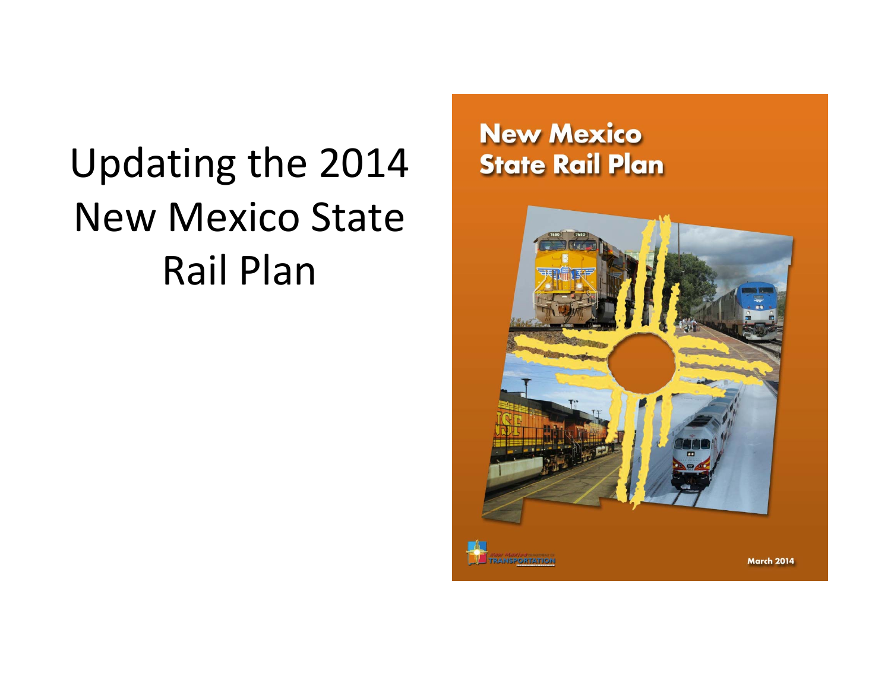# Updating the 2014 New Mexico State Rail Plan

New Mexico State Rail Plan

March 2014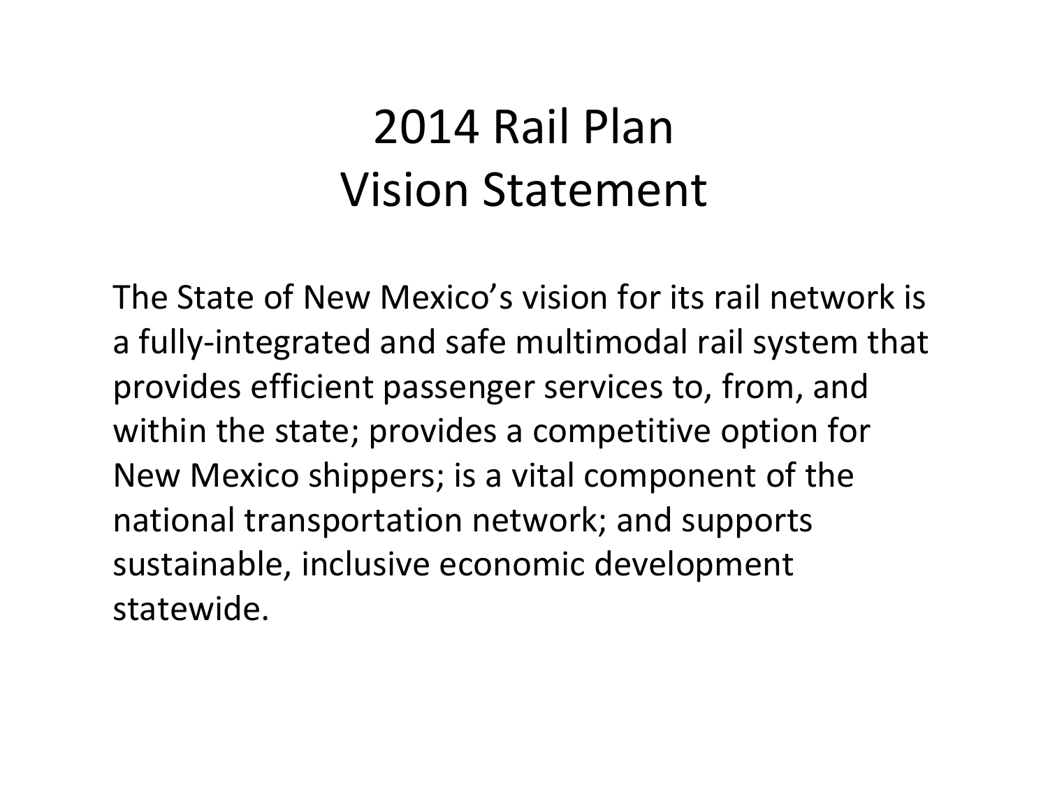# 2014 Rail Plan
# Vision Statement

The State of New Mexico’s vision for its rail network is a fully-integrated and safe multimodal rail system that provides efficient passenger services to, from, and within the state; provides a competitive option for New Mexico shippers; is a vital component of the national transportation network; and supports sustainable, inclusive economic development statewide.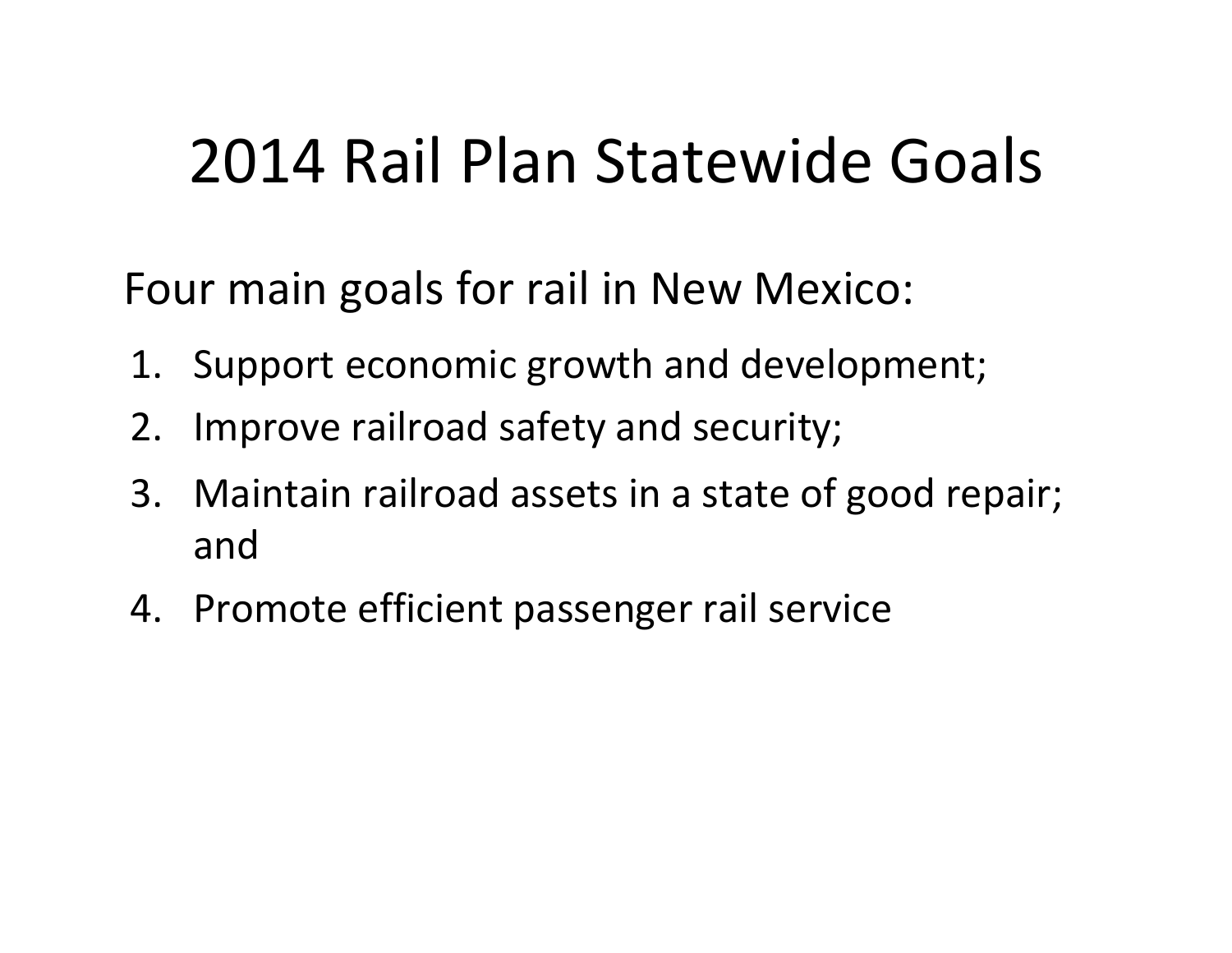# 2014 Rail Plan Statewide Goals

Four main goals for rail in New Mexico:

1. Support economic growth and development;
2. Improve railroad safety and security;
3. Maintain railroad assets in a state of good repair; and
4. Promote efficient passenger rail service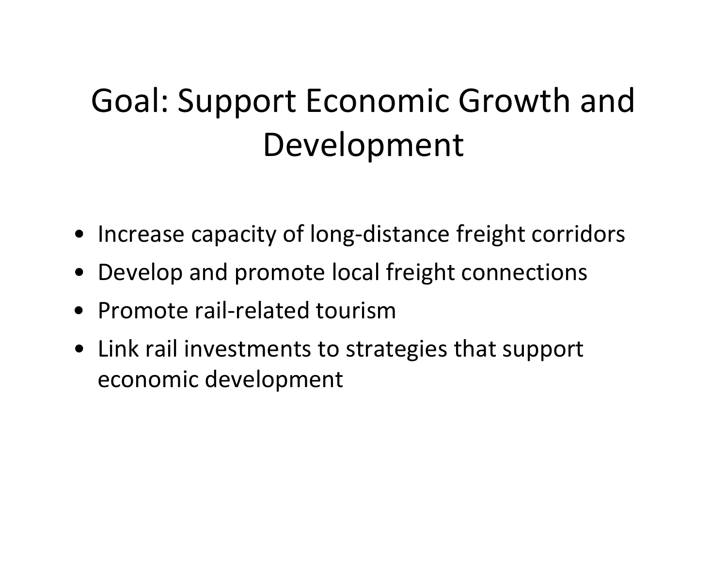# Goal: Support Economic Growth and Development

- Increase capacity of long-distance freight corridors
- Develop and promote local freight connections
- Promote rail-related tourism
- Link rail investments to strategies that support economic development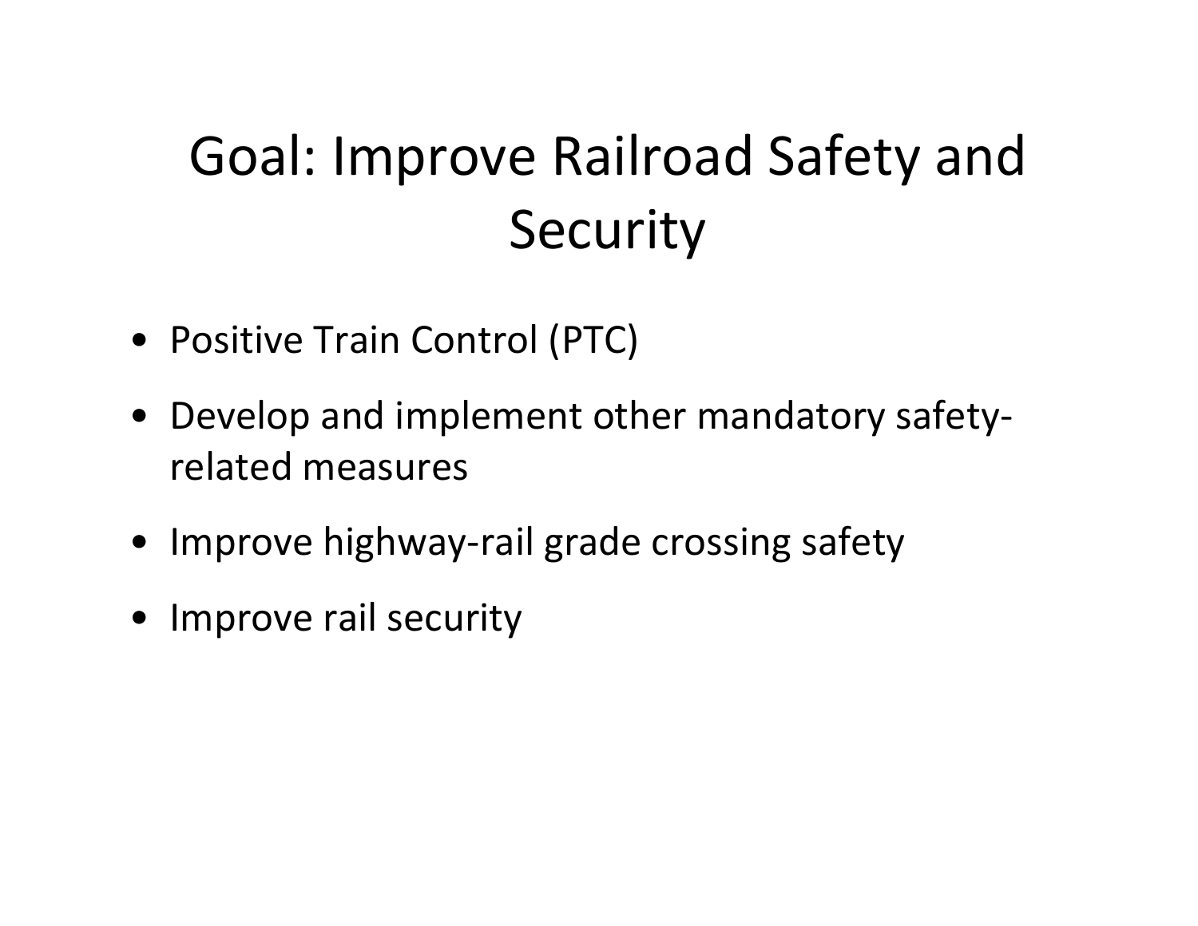# Goal: Improve Railroad Safety and Security

- Positive Train Control (PTC)
- Develop and implement other mandatory safety-related measures
- Improve highway-rail grade crossing safety
- Improve rail security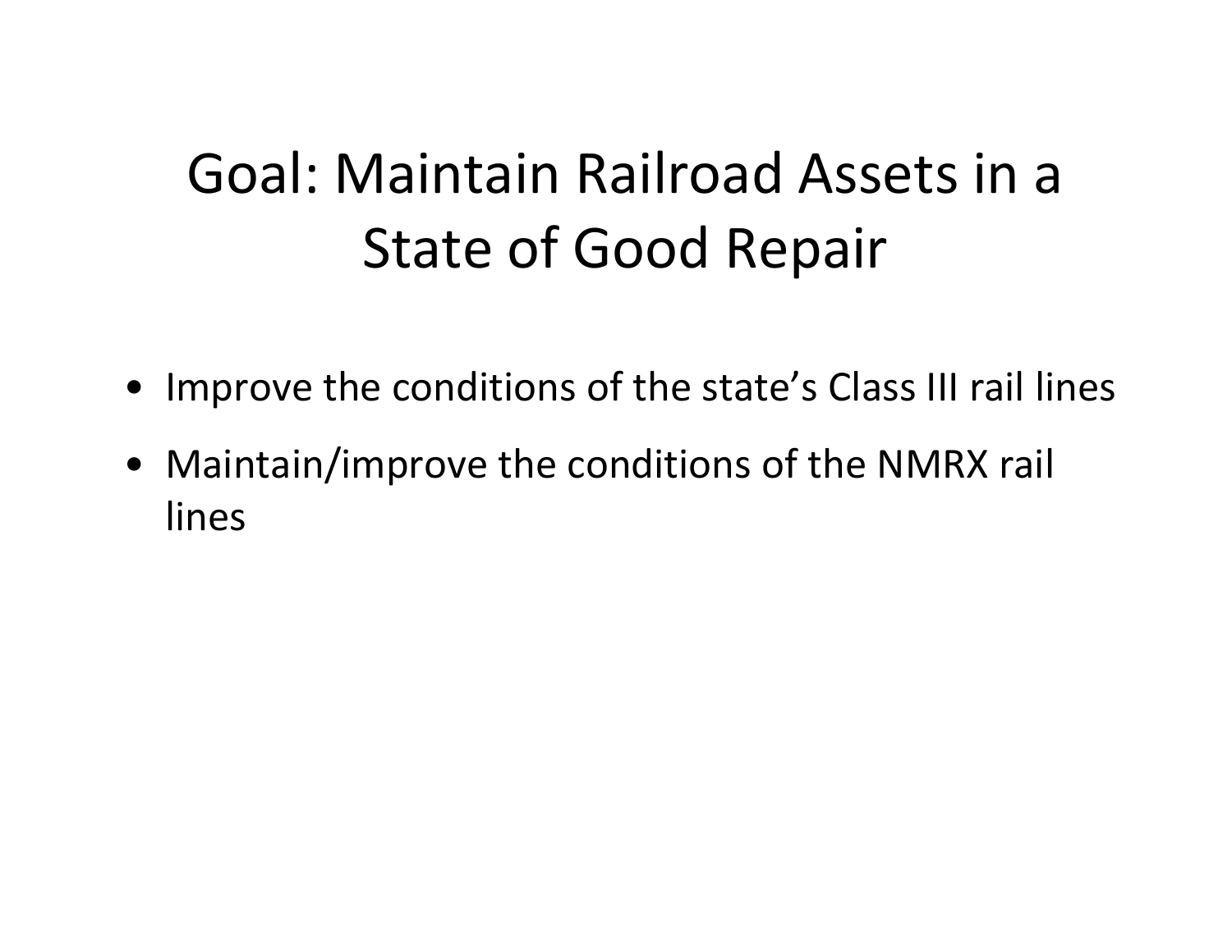# Goal: Maintain Railroad Assets in a State of Good Repair

- Improve the conditions of the state’s Class III rail lines
- Maintain/improve the conditions of the NMRX rail lines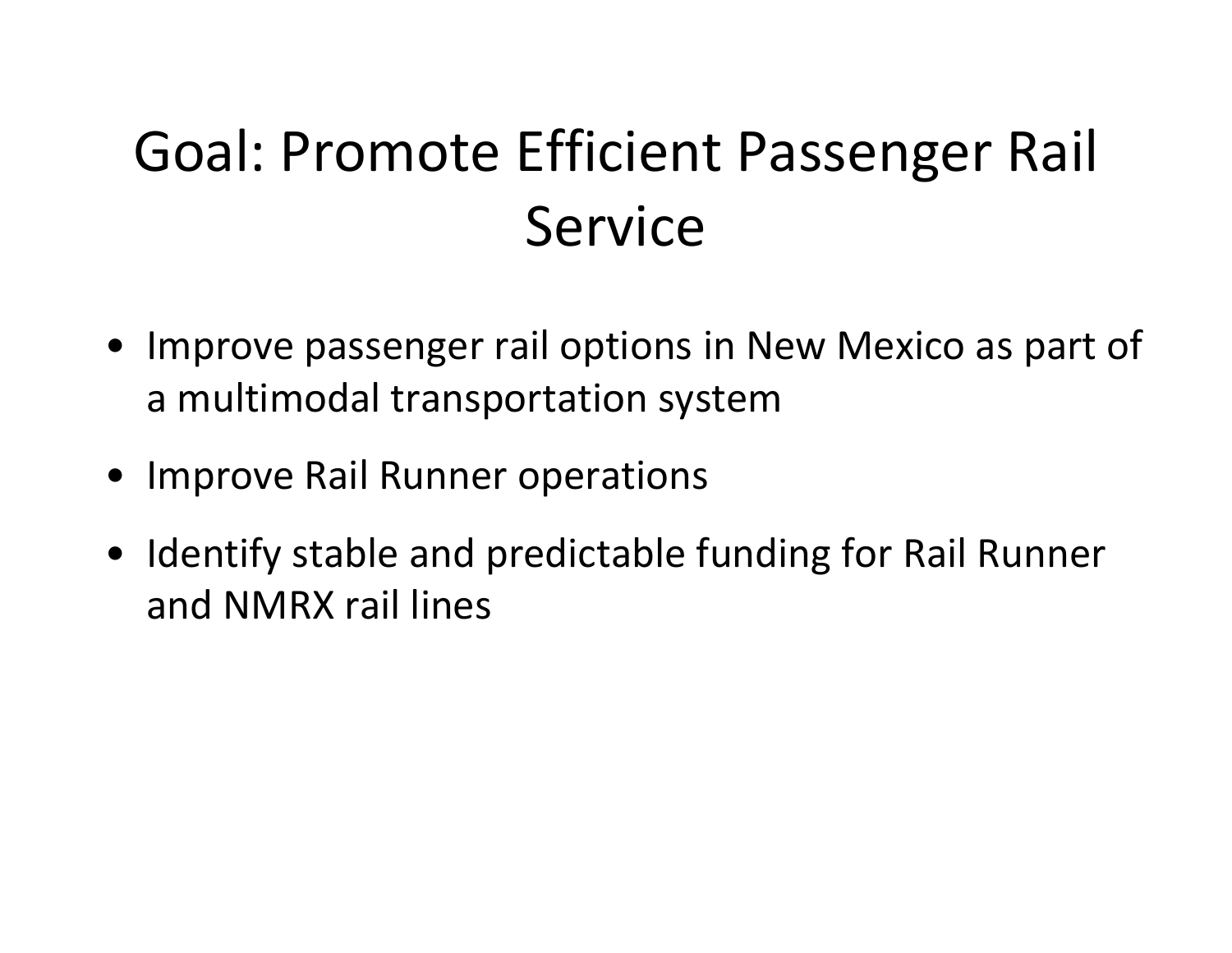# Goal: Promote Efficient Passenger Rail Service

- Improve passenger rail options in New Mexico as part of a multimodal transportation system
- Improve Rail Runner operations
- Identify stable and predictable funding for Rail Runner and NMRX rail lines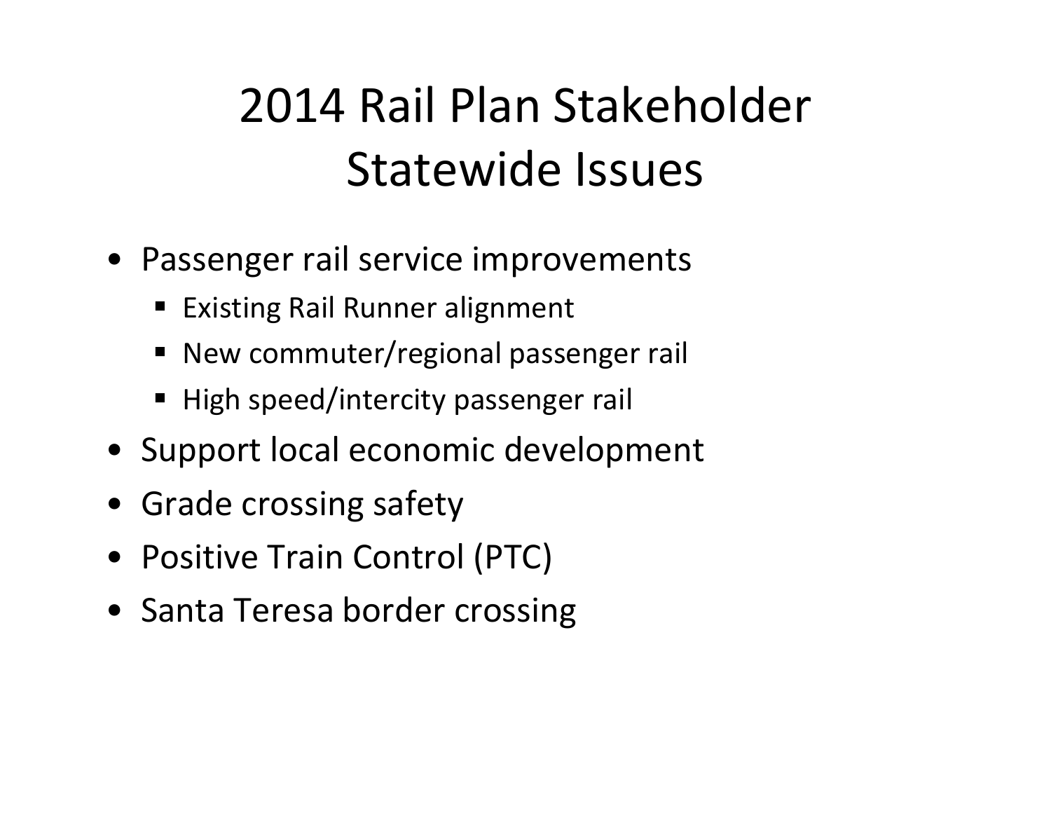# 2014 Rail Plan Stakeholder Statewide Issues

- Passenger rail service improvements
  - Existing Rail Runner alignment
  - New commuter/regional passenger rail
  - High speed/intercity passenger rail
- Support local economic development
- Grade crossing safety
- Positive Train Control (PTC)
- Santa Teresa border crossing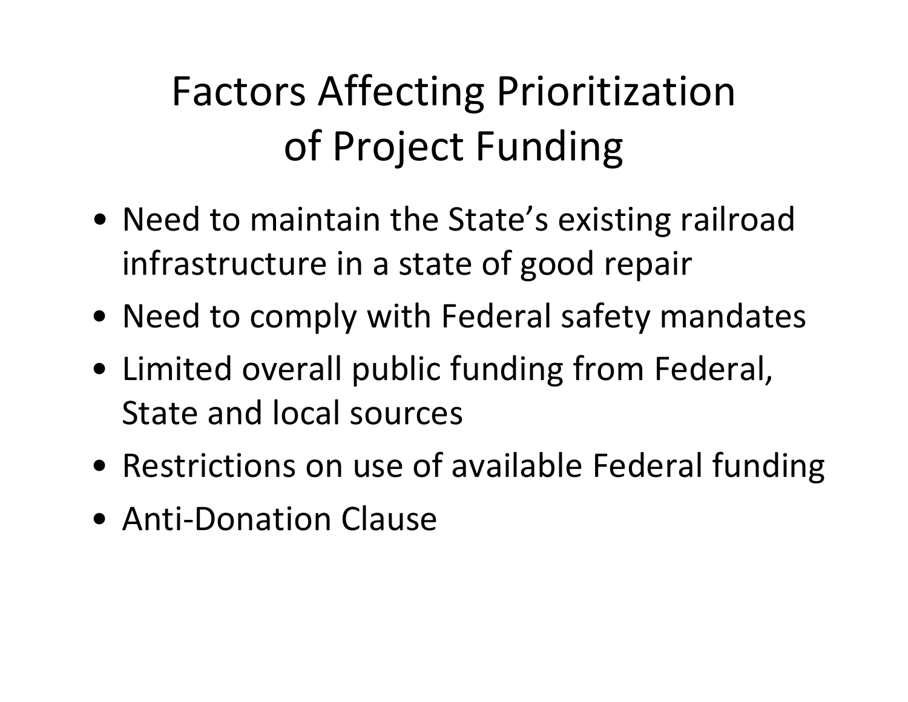# Factors Affecting Prioritization of Project Funding

- Need to maintain the State's existing railroad infrastructure in a state of good repair
- Need to comply with Federal safety mandates
- Limited overall public funding from Federal, State and local sources
- Restrictions on use of available Federal funding
- Anti-Donation Clause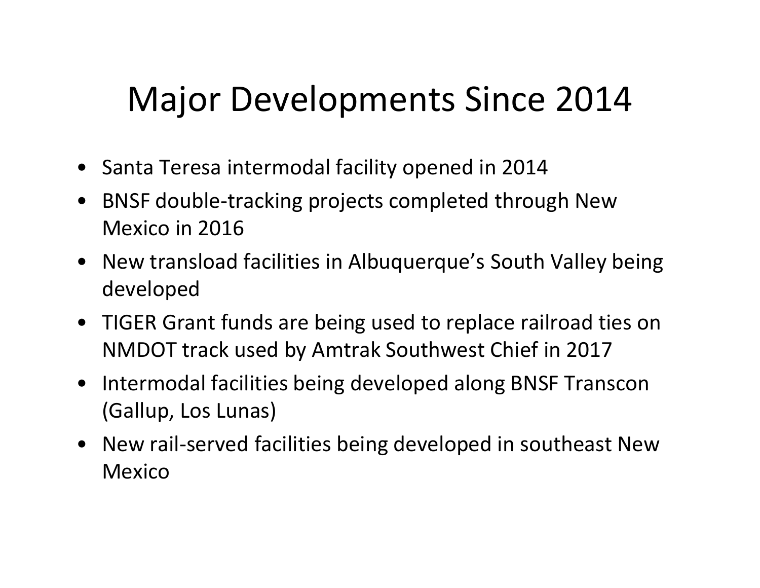# Major Developments Since 2014

- Santa Teresa intermodal facility opened in 2014
- BNSF double-tracking projects completed through New Mexico in 2016
- New transload facilities in Albuquerque's South Valley being developed
- TIGER Grant funds are being used to replace railroad ties on NMDOT track used by Amtrak Southwest Chief in 2017
- Intermodal facilities being developed along BNSF Transcon (Gallup, Los Lunas)
- New rail-served facilities being developed in southeast New Mexico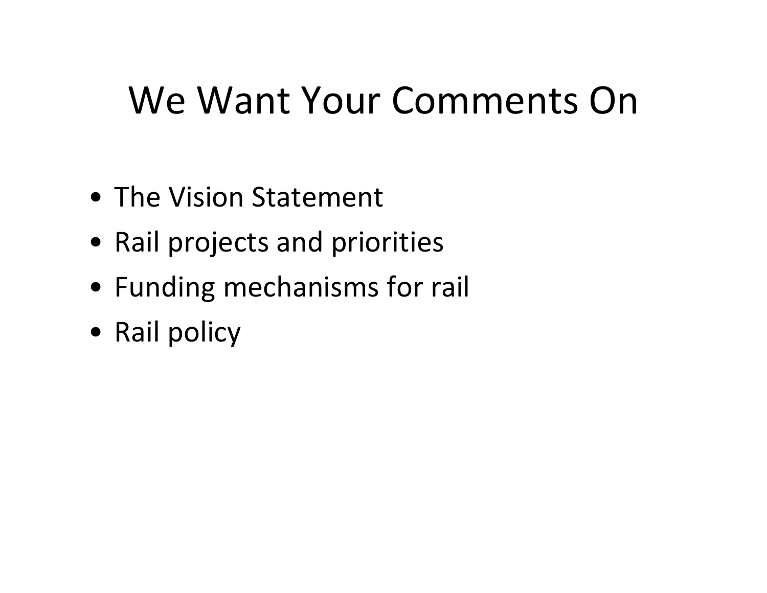# We Want Your Comments On

- The Vision Statement
- Rail projects and priorities
- Funding mechanisms for rail
- Rail policy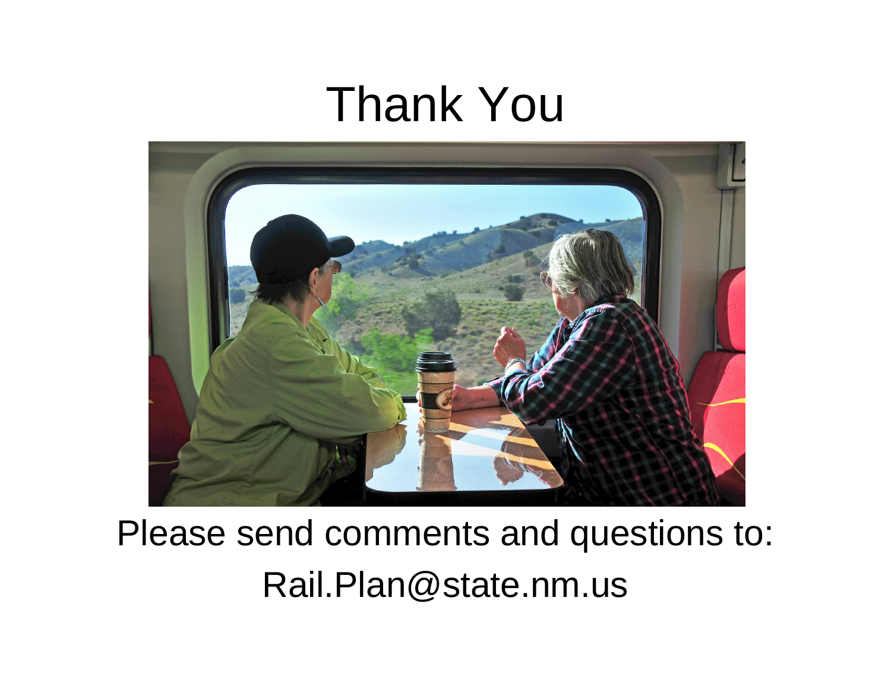# Thank You

Please send comments and questions to:

Rail.Plan@state.nm.us